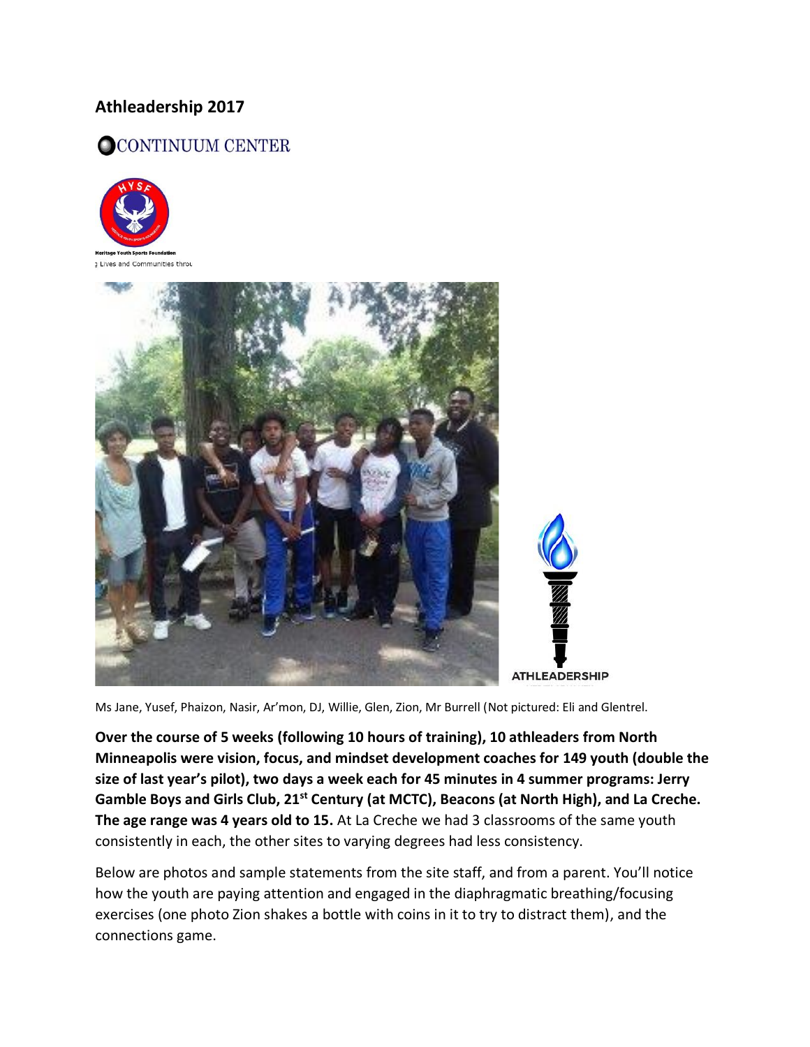## Athleadership 2017

CONTINUUM CENTER

Heritage Youth Sports Foundation

g Lives and Communities throu

ATHLEADERSHIP

Ms Jane, Yusef, Phaizon, Nasir, Ar'mon, DJ, Willie, Glen, Zion, Mr Burrell (Not pictured: Eli and Glentrel.

**Over the course of 5 weeks (following 10 hours of training), 10 athleaders from North Minneapolis were vision, focus, and mindset development coaches for 149 youth (double the size of last year's pilot), two days a week each for 45 minutes in 4 summer programs: Jerry Gamble Boys and Girls Club, 21st Century (at MCTC), Beacons (at North High), and La Creche. The age range was 4 years old to 15.** At La Creche we had 3 classrooms of the same youth consistently in each, the other sites to varying degrees had less consistency.

Below are photos and sample statements from the site staff, and from a parent. You'll notice how the youth are paying attention and engaged in the diaphragmatic breathing/focusing exercises (one photo Zion shakes a bottle with coins in it to try to distract them), and the connections game.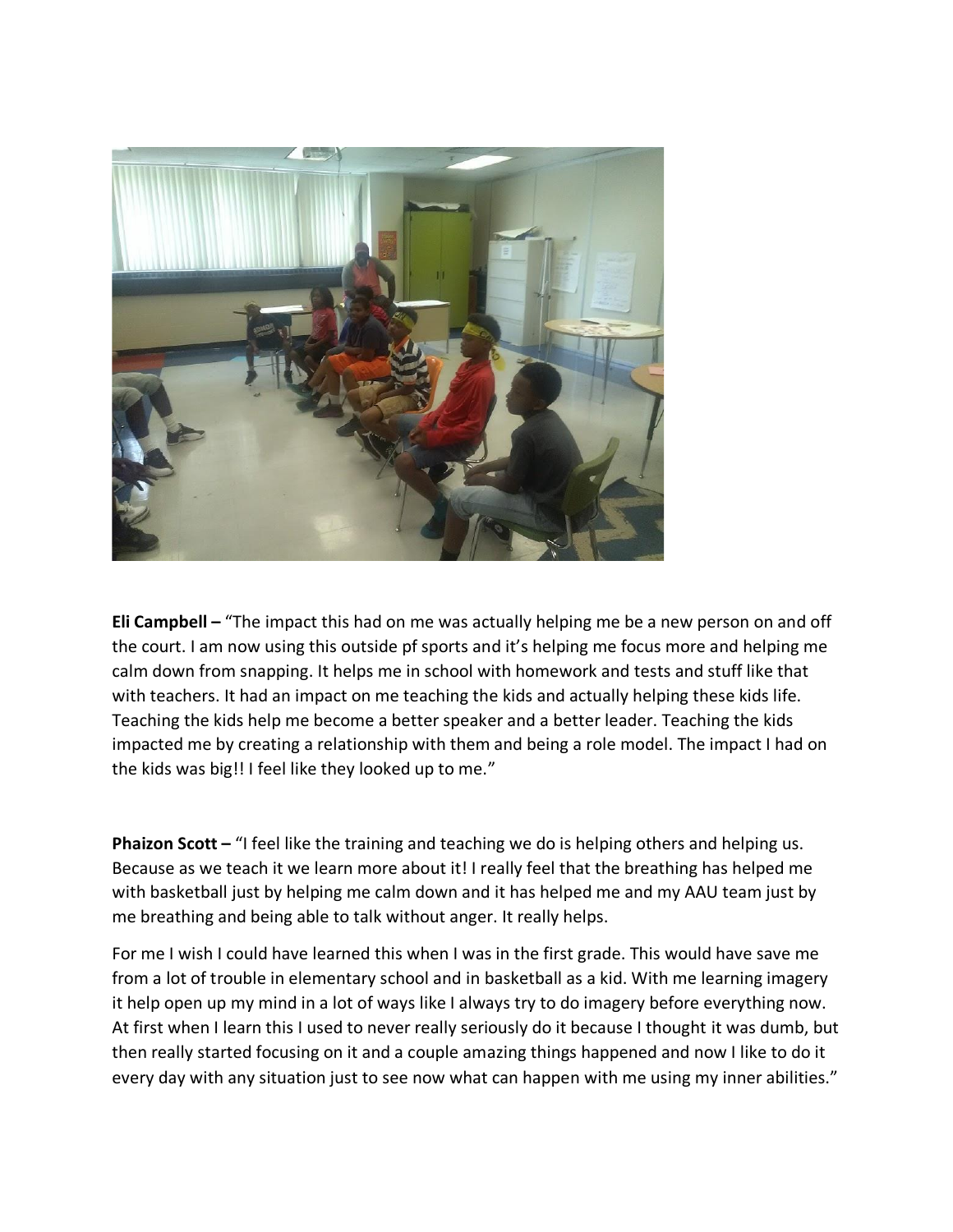**Eli Campbell –** “The impact this had on me was actually helping me be a new person on and off the court. I am now using this outside pf sports and it’s helping me focus more and helping me calm down from snapping. It helps me in school with homework and tests and stuff like that with teachers. It had an impact on me teaching the kids and actually helping these kids life. Teaching the kids help me become a better speaker and a better leader. Teaching the kids impacted me by creating a relationship with them and being a role model. The impact I had on the kids was big!! I feel like they looked up to me.”

**Phaizon Scott –** “I feel like the training and teaching we do is helping others and helping us. Because as we teach it we learn more about it! I really feel that the breathing has helped me with basketball just by helping me calm down and it has helped me and my AAU team just by me breathing and being able to talk without anger. It really helps.

For me I wish I could have learned this when I was in the first grade. This would have save me from a lot of trouble in elementary school and in basketball as a kid. With me learning imagery it help open up my mind in a lot of ways like I always try to do imagery before everything now. At first when I learn this I used to never really seriously do it because I thought it was dumb, but then really started focusing on it and a couple amazing things happened and now I like to do it every day with any situation just to see now what can happen with me using my inner abilities.”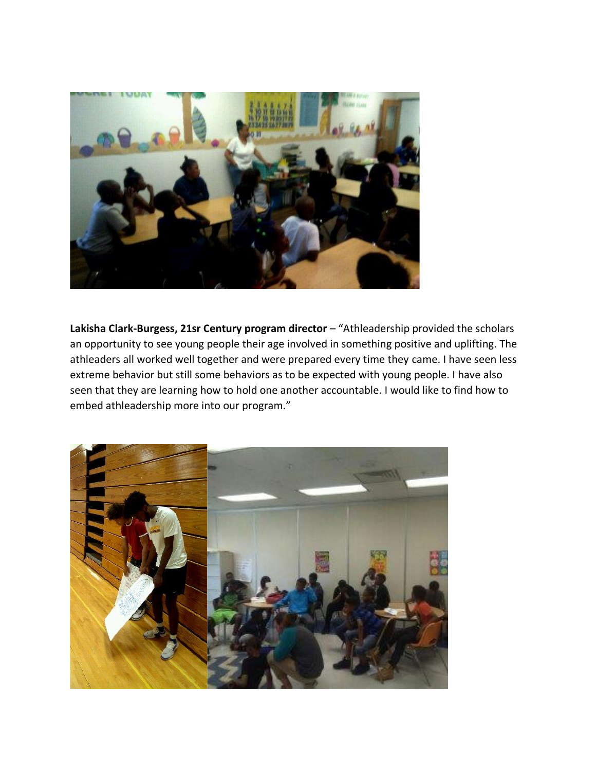**Lakisha Clark-Burgess, 21sr Century program director** – "Athleadership provided the scholars an opportunity to see young people their age involved in something positive and uplifting. The athleaders all worked well together and were prepared every time they came. I have seen less extreme behavior but still some behaviors as to be expected with young people. I have also seen that they are learning how to hold one another accountable. I would like to find how to embed athleadership more into our program."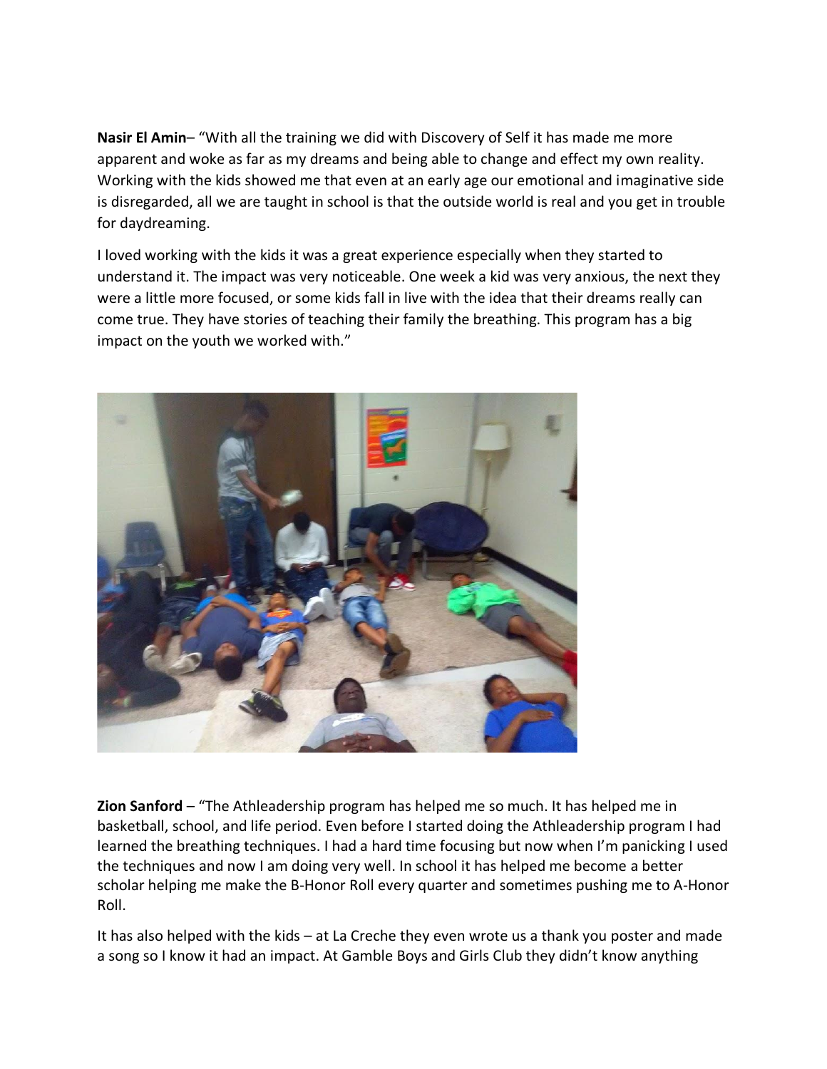**Nasir El Amin**– "With all the training we did with Discovery of Self it has made me more apparent and woke as far as my dreams and being able to change and effect my own reality. Working with the kids showed me that even at an early age our emotional and imaginative side is disregarded, all we are taught in school is that the outside world is real and you get in trouble for daydreaming.

I loved working with the kids it was a great experience especially when they started to understand it. The impact was very noticeable. One week a kid was very anxious, the next they were a little more focused, or some kids fall in live with the idea that their dreams really can come true. They have stories of teaching their family the breathing. This program has a big impact on the youth we worked with."

**Zion Sanford** – "The Athleadership program has helped me so much. It has helped me in basketball, school, and life period. Even before I started doing the Athleadership program I had learned the breathing techniques. I had a hard time focusing but now when I'm panicking I used the techniques and now I am doing very well. In school it has helped me become a better scholar helping me make the B-Honor Roll every quarter and sometimes pushing me to A-Honor Roll.

It has also helped with the kids – at La Creche they even wrote us a thank you poster and made a song so I know it had an impact. At Gamble Boys and Girls Club they didn't know anything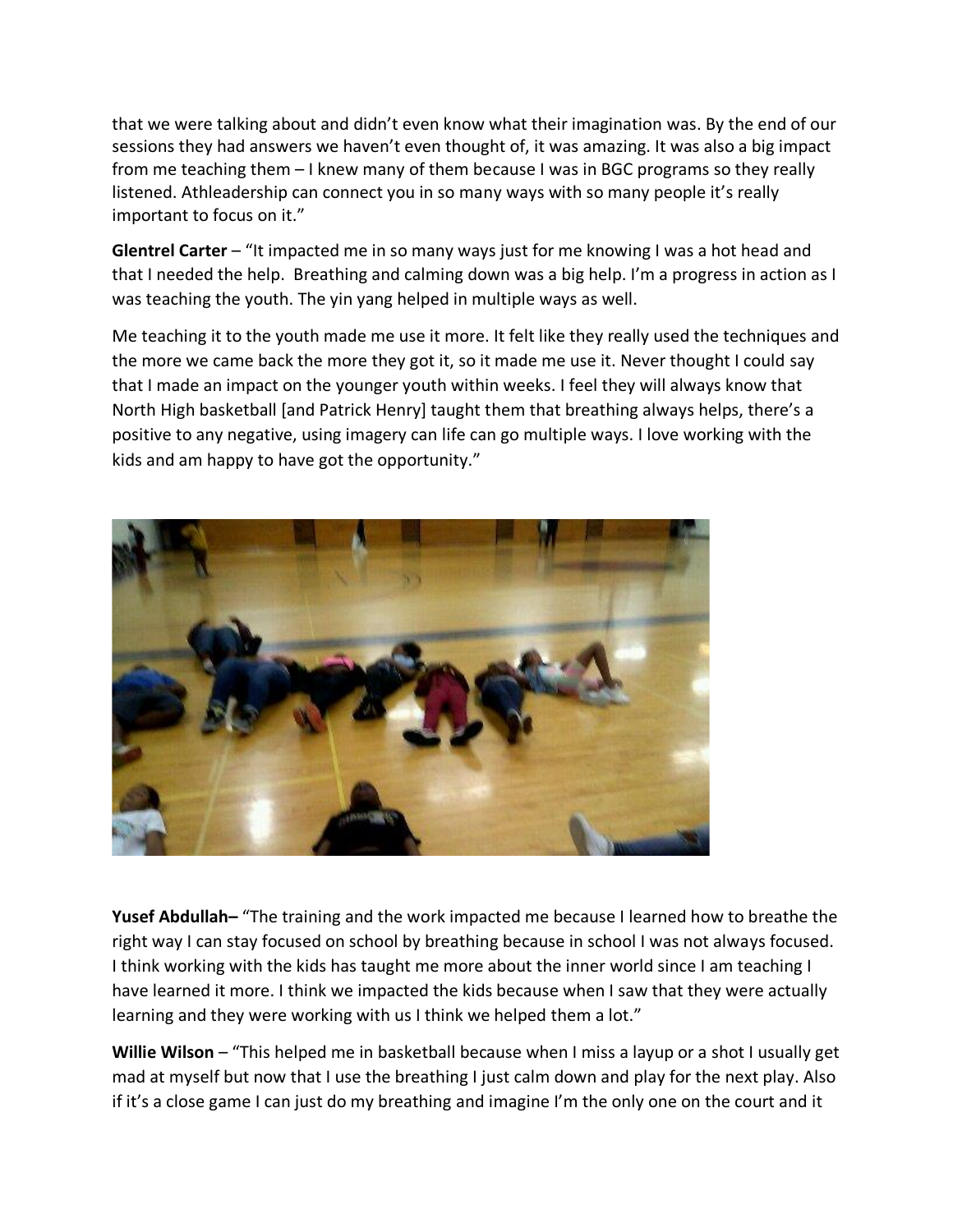that we were talking about and didn't even know what their imagination was. By the end of our sessions they had answers we haven't even thought of, it was amazing. It was also a big impact from me teaching them – I knew many of them because I was in BGC programs so they really listened. Athleadership can connect you in so many ways with so many people it's really important to focus on it."

**Glentrel Carter** – "It impacted me in so many ways just for me knowing I was a hot head and that I needed the help. Breathing and calming down was a big help. I'm a progress in action as I was teaching the youth. The yin yang helped in multiple ways as well.

Me teaching it to the youth made me use it more. It felt like they really used the techniques and the more we came back the more they got it, so it made me use it. Never thought I could say that I made an impact on the younger youth within weeks. I feel they will always know that North High basketball [and Patrick Henry] taught them that breathing always helps, there's a positive to any negative, using imagery can life can go multiple ways. I love working with the kids and am happy to have got the opportunity."

**Yusef Abdullah–** "The training and the work impacted me because I learned how to breathe the right way I can stay focused on school by breathing because in school I was not always focused. I think working with the kids has taught me more about the inner world since I am teaching I have learned it more. I think we impacted the kids because when I saw that they were actually learning and they were working with us I think we helped them a lot."

**Willie Wilson** – "This helped me in basketball because when I miss a layup or a shot I usually get mad at myself but now that I use the breathing I just calm down and play for the next play. Also if it's a close game I can just do my breathing and imagine I'm the only one on the court and it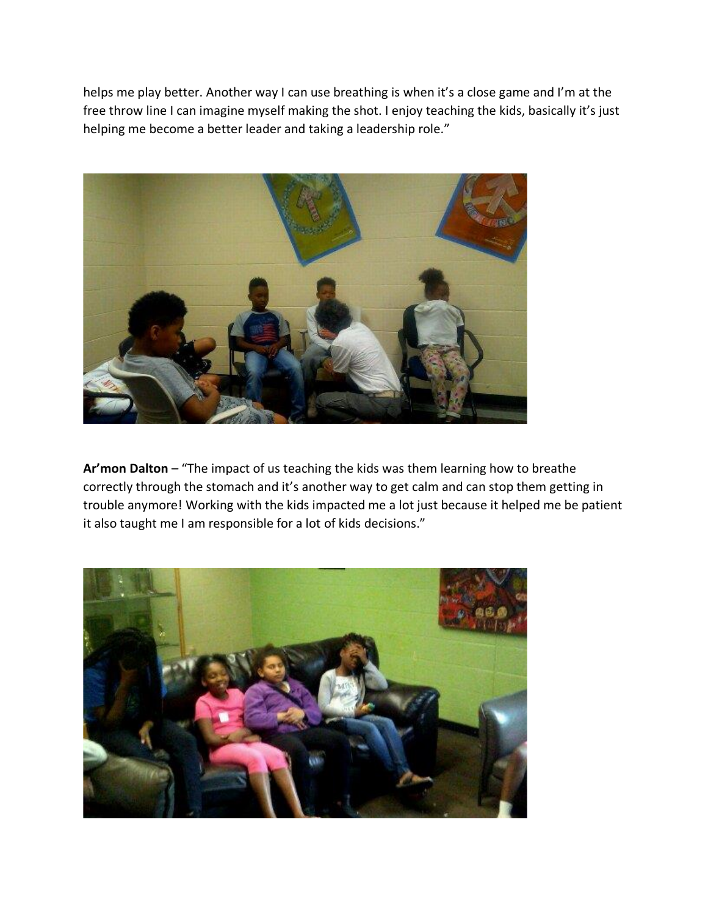helps me play better. Another way I can use breathing is when it's a close game and I'm at the free throw line I can imagine myself making the shot. I enjoy teaching the kids, basically it's just helping me become a better leader and taking a leadership role."

**Ar'mon Dalton** – "The impact of us teaching the kids was them learning how to breathe correctly through the stomach and it's another way to get calm and can stop them getting in trouble anymore! Working with the kids impacted me a lot just because it helped me be patient it also taught me I am responsible for a lot of kids decisions."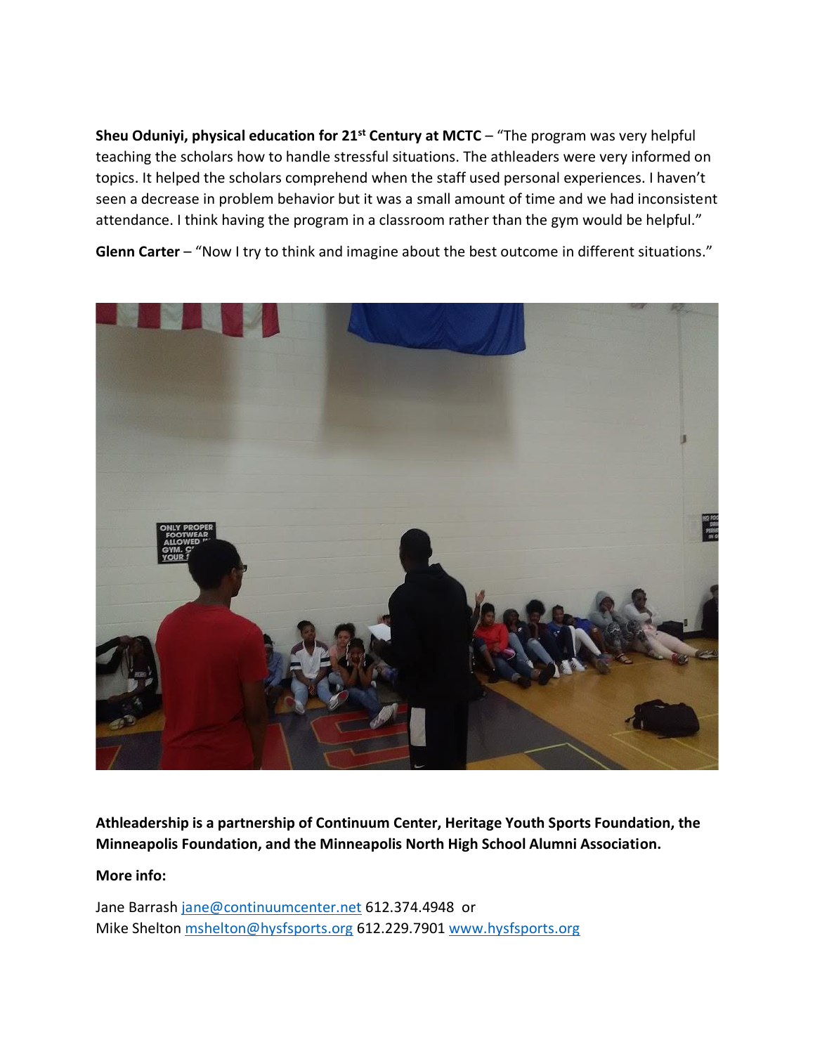**Sheu Oduniyi, physical education for 21st Century at MCTC** – "The program was very helpful teaching the scholars how to handle stressful situations. The athleaders were very informed on topics. It helped the scholars comprehend when the staff used personal experiences. I haven't seen a decrease in problem behavior but it was a small amount of time and we had inconsistent attendance. I think having the program in a classroom rather than the gym would be helpful."

**Glenn Carter** – "Now I try to think and imagine about the best outcome in different situations."

**Athleadership is a partnership of Continuum Center, Heritage Youth Sports Foundation, the Minneapolis Foundation, and the Minneapolis North High School Alumni Association.**

**More info:**

Jane Barrash jane@continuumcenter.net 612.374.4948 or
Mike Shelton mshelton@hysfsports.org 612.229.7901 www.hysfsports.org